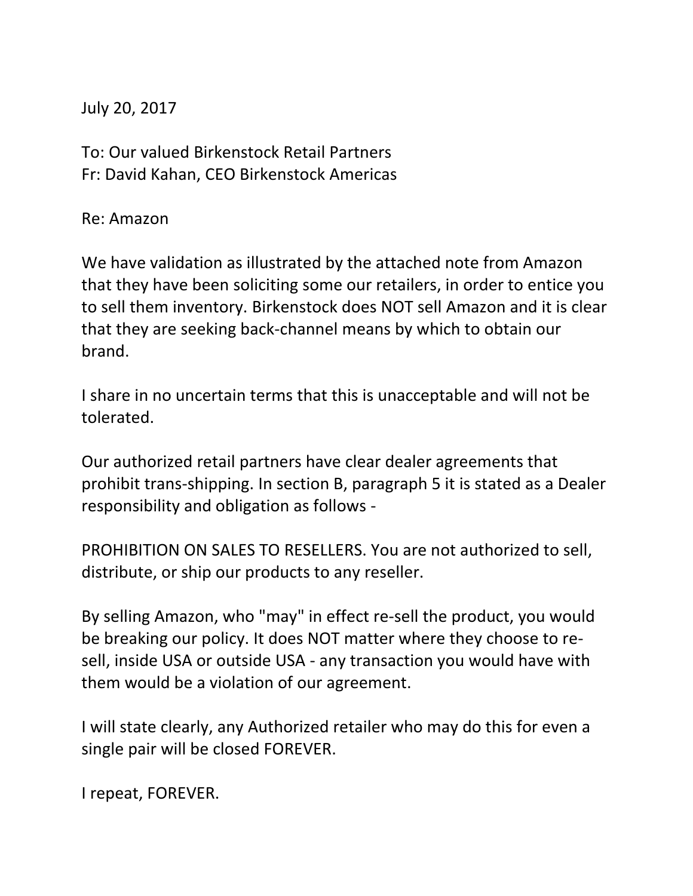July 20, 2017

To: Our valued Birkenstock Retail Partners
Fr: David Kahan, CEO Birkenstock Americas

Re: Amazon

We have validation as illustrated by the attached note from Amazon that they have been soliciting some our retailers, in order to entice you to sell them inventory. Birkenstock does NOT sell Amazon and it is clear that they are seeking back-channel means by which to obtain our brand.

I share in no uncertain terms that this is unacceptable and will not be tolerated.

Our authorized retail partners have clear dealer agreements that prohibit trans-shipping. In section B, paragraph 5 it is stated as a Dealer responsibility and obligation as follows -

PROHIBITION ON SALES TO RESELLERS. You are not authorized to sell, distribute, or ship our products to any reseller.

By selling Amazon, who "may" in effect re-sell the product, you would be breaking our policy. It does NOT matter where they choose to re-sell, inside USA or outside USA - any transaction you would have with them would be a violation of our agreement.

I will state clearly, any Authorized retailer who may do this for even a single pair will be closed FOREVER.

I repeat, FOREVER.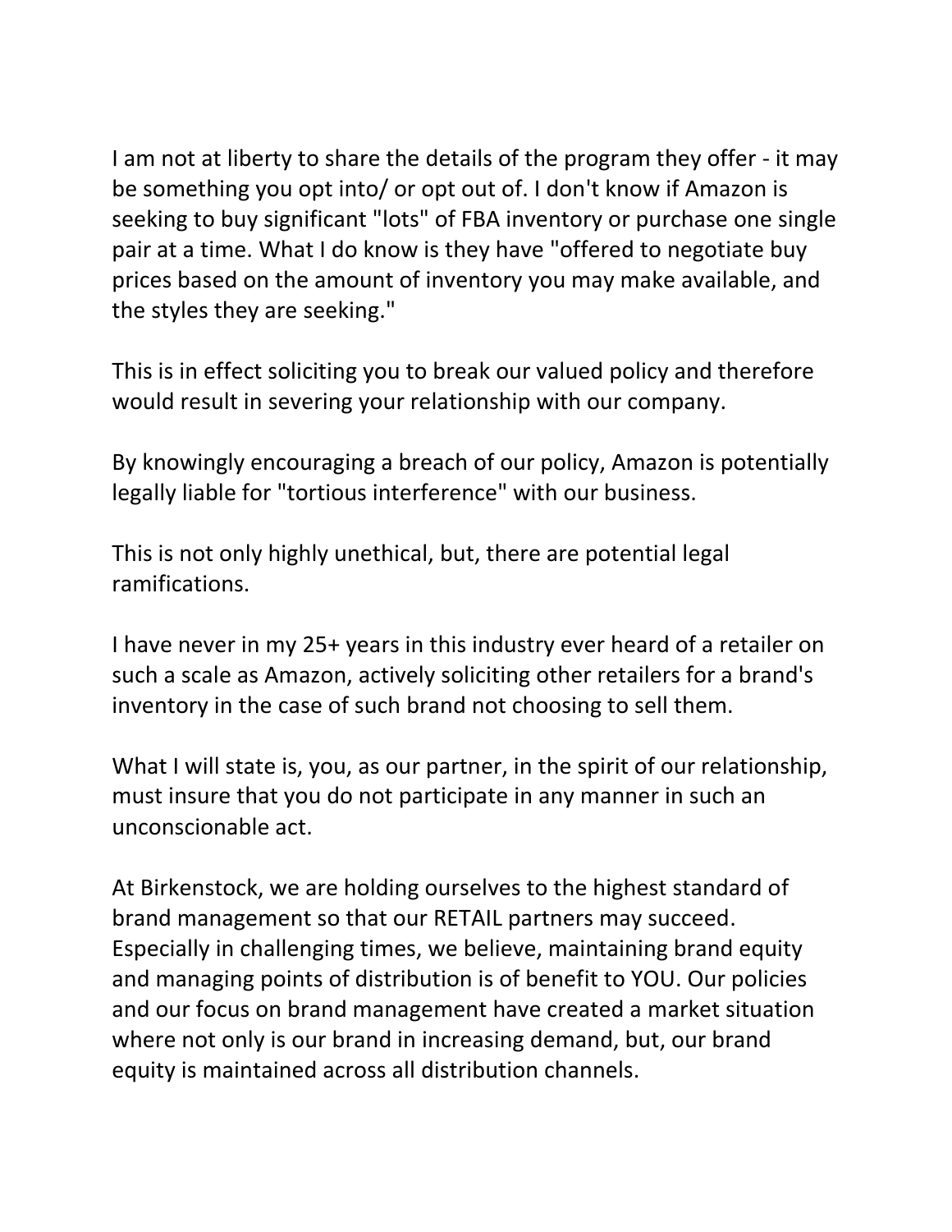I am not at liberty to share the details of the program they offer - it may be something you opt into/ or opt out of. I don't know if Amazon is seeking to buy significant "lots" of FBA inventory or purchase one single pair at a time. What I do know is they have "offered to negotiate buy prices based on the amount of inventory you may make available, and the styles they are seeking."

This is in effect soliciting you to break our valued policy and therefore would result in severing your relationship with our company.

By knowingly encouraging a breach of our policy, Amazon is potentially legally liable for "tortious interference" with our business.

This is not only highly unethical, but, there are potential legal ramifications.

I have never in my 25+ years in this industry ever heard of a retailer on such a scale as Amazon, actively soliciting other retailers for a brand's inventory in the case of such brand not choosing to sell them.

What I will state is, you, as our partner, in the spirit of our relationship, must insure that you do not participate in any manner in such an unconscionable act.

At Birkenstock, we are holding ourselves to the highest standard of brand management so that our RETAIL partners may succeed. Especially in challenging times, we believe, maintaining brand equity and managing points of distribution is of benefit to YOU. Our policies and our focus on brand management have created a market situation where not only is our brand in increasing demand, but, our brand equity is maintained across all distribution channels.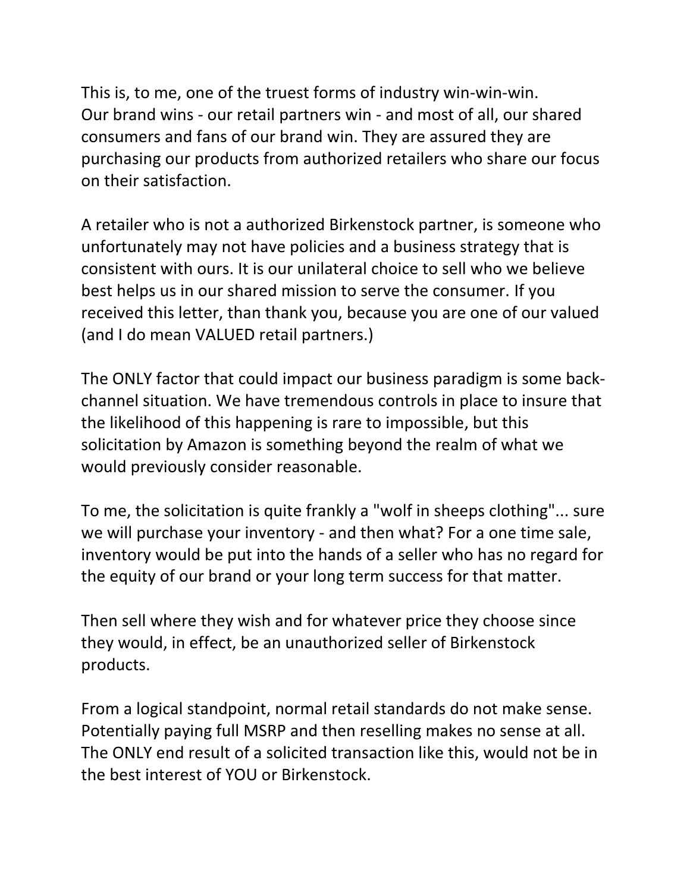This is, to me, one of the truest forms of industry win-win-win.
Our brand wins - our retail partners win - and most of all, our shared consumers and fans of our brand win. They are assured they are purchasing our products from authorized retailers who share our focus on their satisfaction.

A retailer who is not a authorized Birkenstock partner, is someone who unfortunately may not have policies and a business strategy that is consistent with ours. It is our unilateral choice to sell who we believe best helps us in our shared mission to serve the consumer. If you received this letter, than thank you, because you are one of our valued (and I do mean VALUED retail partners.)

The ONLY factor that could impact our business paradigm is some back-channel situation. We have tremendous controls in place to insure that the likelihood of this happening is rare to impossible, but this solicitation by Amazon is something beyond the realm of what we would previously consider reasonable.

To me, the solicitation is quite frankly a "wolf in sheeps clothing"... sure we will purchase your inventory - and then what? For a one time sale, inventory would be put into the hands of a seller who has no regard for the equity of our brand or your long term success for that matter.

Then sell where they wish and for whatever price they choose since they would, in effect, be an unauthorized seller of Birkenstock products.

From a logical standpoint, normal retail standards do not make sense. Potentially paying full MSRP and then reselling makes no sense at all. The ONLY end result of a solicited transaction like this, would not be in the best interest of YOU or Birkenstock.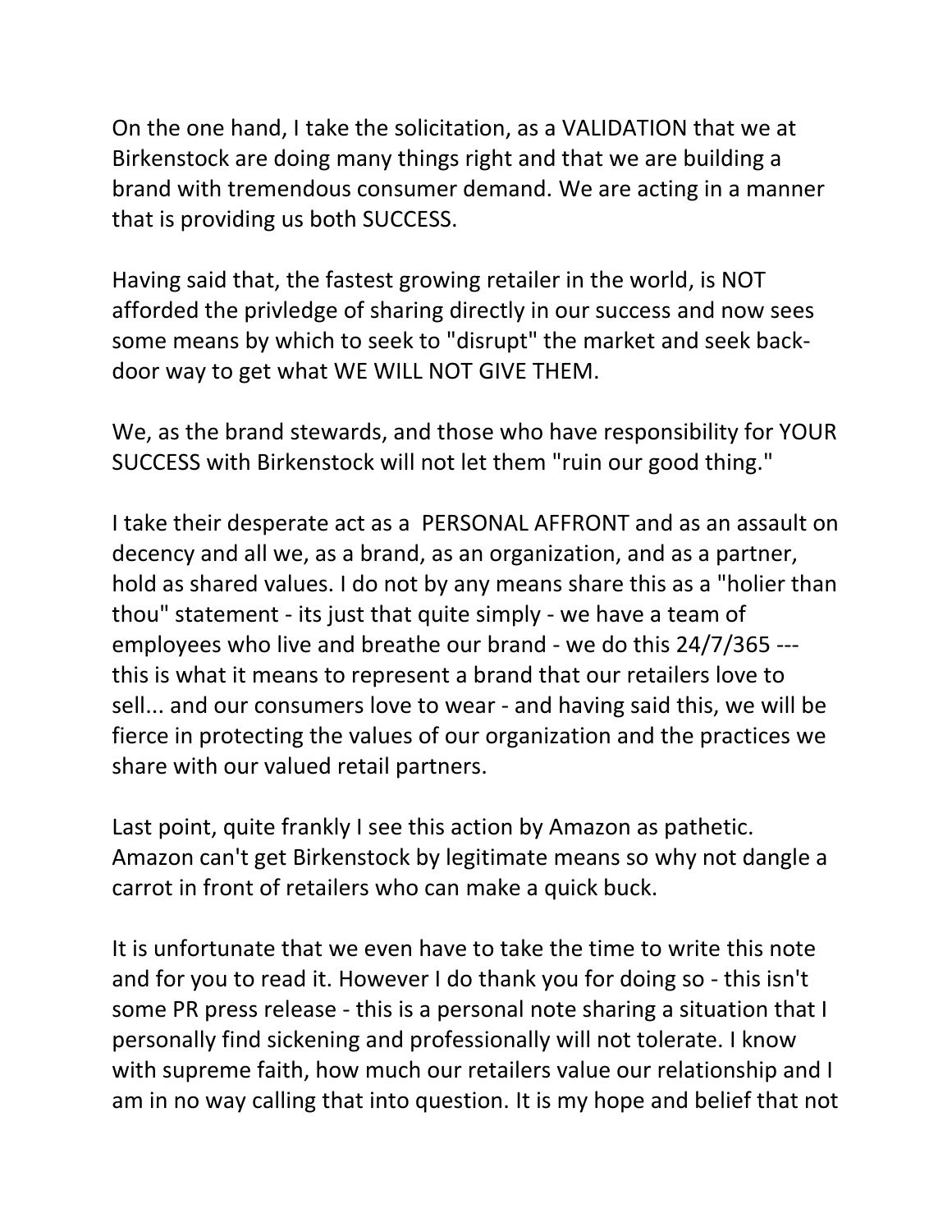On the one hand, I take the solicitation, as a VALIDATION that we at Birkenstock are doing many things right and that we are building a brand with tremendous consumer demand. We are acting in a manner that is providing us both SUCCESS.

Having said that, the fastest growing retailer in the world, is NOT afforded the privledge of sharing directly in our success and now sees some means by which to seek to "disrupt" the market and seek back-door way to get what WE WILL NOT GIVE THEM.

We, as the brand stewards, and those who have responsibility for YOUR SUCCESS with Birkenstock will not let them "ruin our good thing."

I take their desperate act as a PERSONAL AFFRONT and as an assault on decency and all we, as a brand, as an organization, and as a partner, hold as shared values. I do not by any means share this as a "holier than thou" statement - its just that quite simply - we have a team of employees who live and breathe our brand - we do this 24/7/365 --- this is what it means to represent a brand that our retailers love to sell... and our consumers love to wear - and having said this, we will be fierce in protecting the values of our organization and the practices we share with our valued retail partners.

Last point, quite frankly I see this action by Amazon as pathetic. Amazon can't get Birkenstock by legitimate means so why not dangle a carrot in front of retailers who can make a quick buck.

It is unfortunate that we even have to take the time to write this note and for you to read it. However I do thank you for doing so - this isn't some PR press release - this is a personal note sharing a situation that I personally find sickening and professionally will not tolerate. I know with supreme faith, how much our retailers value our relationship and I am in no way calling that into question. It is my hope and belief that not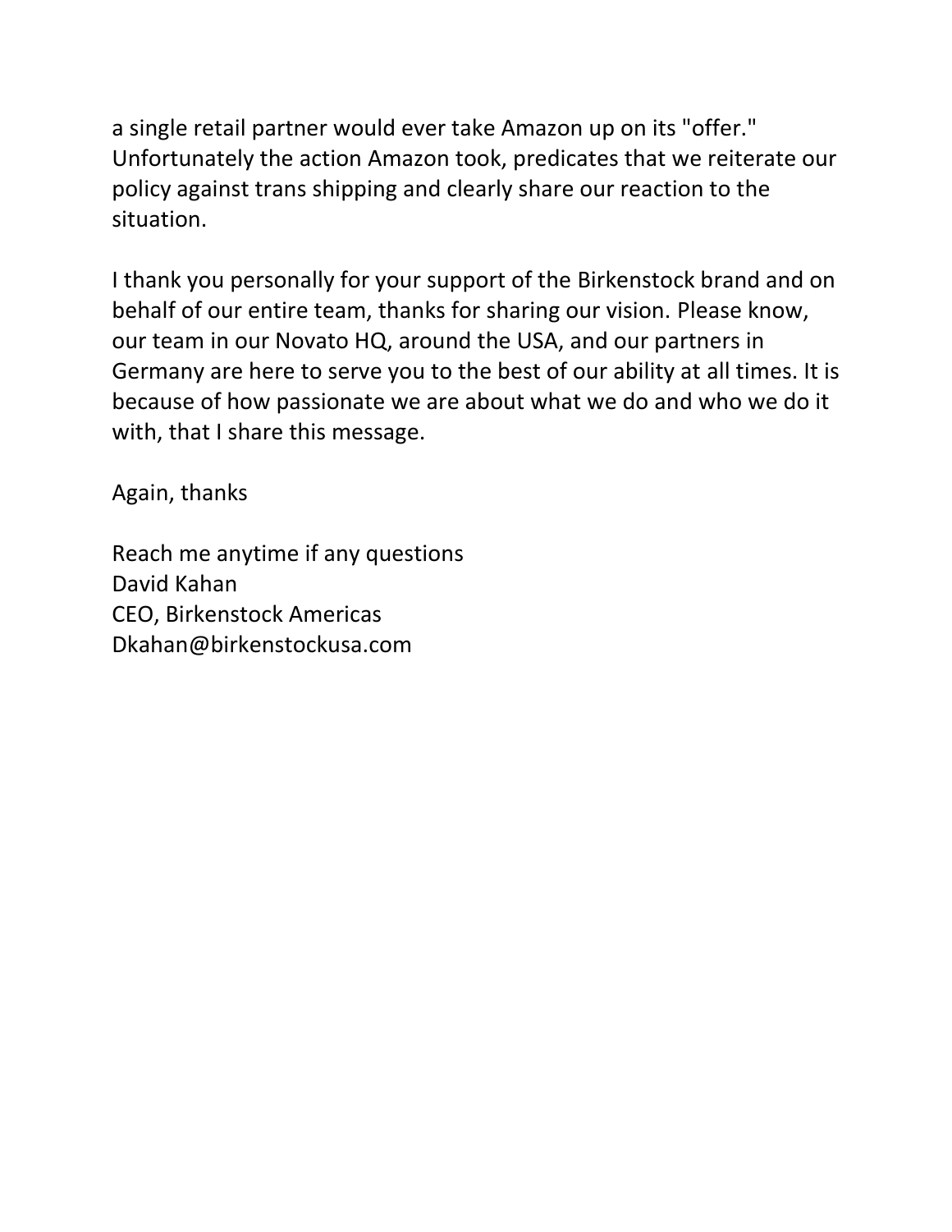a single retail partner would ever take Amazon up on its "offer." Unfortunately the action Amazon took, predicates that we reiterate our policy against trans shipping and clearly share our reaction to the situation.

I thank you personally for your support of the Birkenstock brand and on behalf of our entire team, thanks for sharing our vision. Please know, our team in our Novato HQ, around the USA, and our partners in Germany are here to serve you to the best of our ability at all times. It is because of how passionate we are about what we do and who we do it with, that I share this message.

Again, thanks

Reach me anytime if any questions
David Kahan
CEO, Birkenstock Americas
Dkahan@birkenstockusa.com